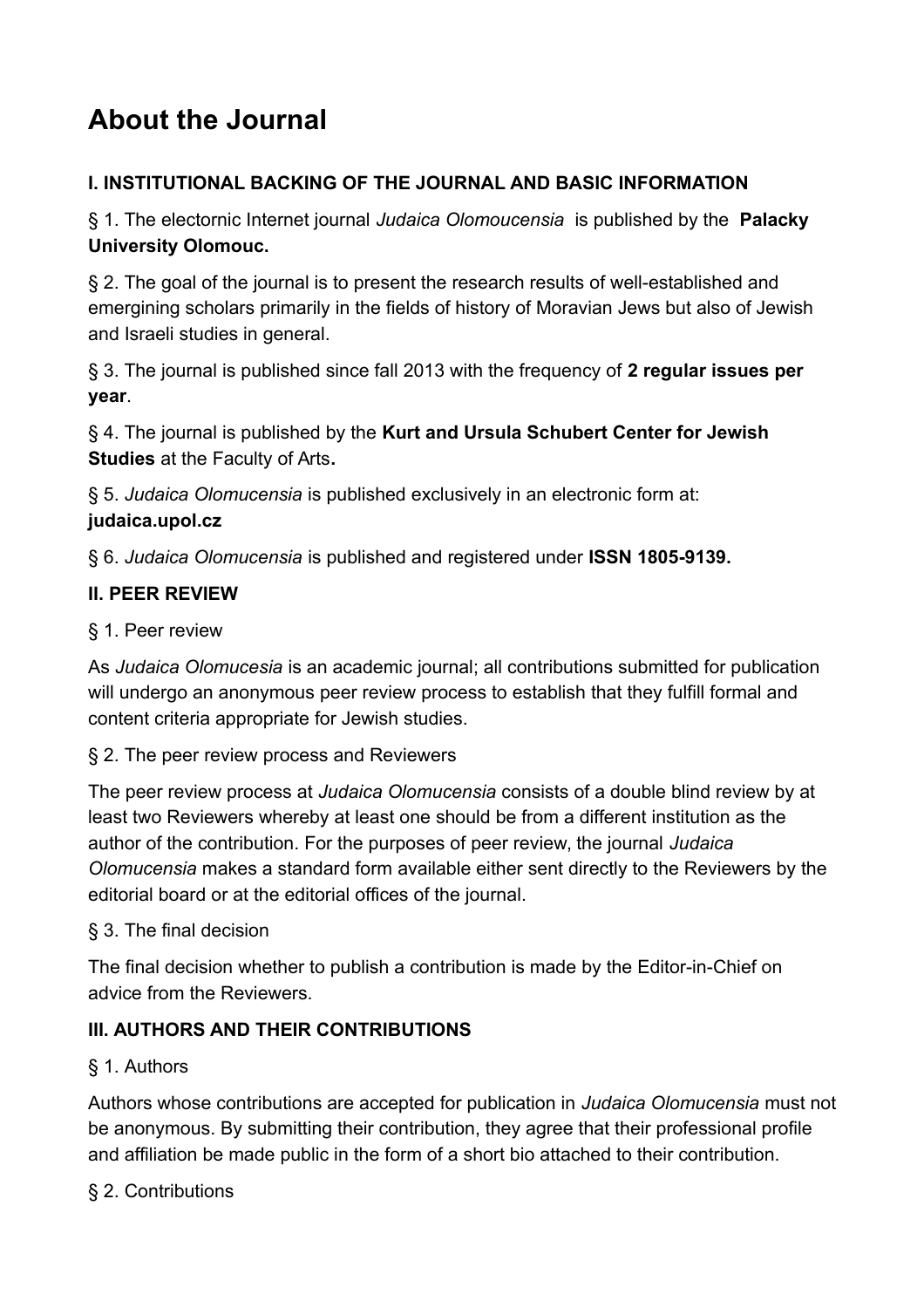# About the Journal

**I. INSTITUTIONAL BACKING OF THE JOURNAL AND BASIC INFORMATION**

§ 1. The electornic Internet journal *Judaica Olomoucensia* is published by the **Palacky University Olomouc.**

§ 2. The goal of the journal is to present the research results of well-established and emergining scholars primarily in the fields of history of Moravian Jews but also of Jewish and Israeli studies in general.

§ 3. The journal is published since fall 2013 with the frequency of **2 regular issues per year**.

§ 4. The journal is published by the **Kurt and Ursula Schubert Center for Jewish Studies** at the Faculty of Arts**.**

§ 5. *Judaica Olomucensia* is published exclusively in an electronic form at: **judaica.upol.cz**

§ 6. *Judaica Olomucensia* is published and registered under **ISSN 1805-9139.**

**II. PEER REVIEW**

§ 1. Peer review

As *Judaica Olomucesia* is an academic journal; all contributions submitted for publication will undergo an anonymous peer review process to establish that they fulfill formal and content criteria appropriate for Jewish studies.

§ 2. The peer review process and Reviewers

The peer review process at *Judaica Olomucensia* consists of a double blind review by at least two Reviewers whereby at least one should be from a different institution as the author of the contribution. For the purposes of peer review, the journal *Judaica Olomucensia* makes a standard form available either sent directly to the Reviewers by the editorial board or at the editorial offices of the journal.

§ 3. The final decision

The final decision whether to publish a contribution is made by the Editor-in-Chief on advice from the Reviewers.

**III. AUTHORS AND THEIR CONTRIBUTIONS**

§ 1. Authors

Authors whose contributions are accepted for publication in *Judaica Olomucensia* must not be anonymous. By submitting their contribution, they agree that their professional profile and affiliation be made public in the form of a short bio attached to their contribution.

§ 2. Contributions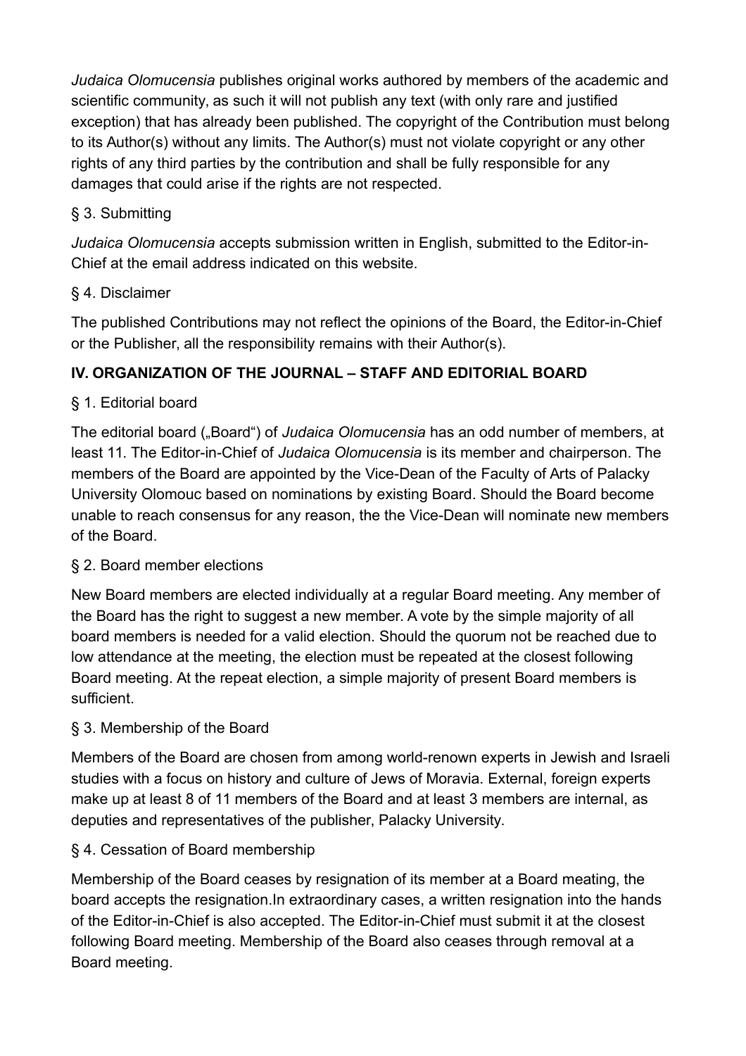*Judaica Olomucensia* publishes original works authored by members of the academic and scientific community, as such it will not publish any text (with only rare and justified exception) that has already been published. The copyright of the Contribution must belong to its Author(s) without any limits. The Author(s) must not violate copyright or any other rights of any third parties by the contribution and shall be fully responsible for any damages that could arise if the rights are not respected.

§ 3. Submitting

*Judaica Olomucensia* accepts submission written in English, submitted to the Editor-in-Chief at the email address indicated on this website.

§ 4. Disclaimer

The published Contributions may not reflect the opinions of the Board, the Editor-in-Chief or the Publisher, all the responsibility remains with their Author(s).

## IV. ORGANIZATION OF THE JOURNAL – STAFF AND EDITORIAL BOARD

§ 1. Editorial board

The editorial board („Board") of *Judaica Olomucensia* has an odd number of members, at least 11. The Editor-in-Chief of *Judaica Olomucensia* is its member and chairperson. The members of the Board are appointed by the Vice-Dean of the Faculty of Arts of Palacky University Olomouc based on nominations by existing Board. Should the Board become unable to reach consensus for any reason, the the Vice-Dean will nominate new members of the Board.

§ 2. Board member elections

New Board members are elected individually at a regular Board meeting. Any member of the Board has the right to suggest a new member. A vote by the simple majority of all board members is needed for a valid election. Should the quorum not be reached due to low attendance at the meeting, the election must be repeated at the closest following Board meeting. At the repeat election, a simple majority of present Board members is sufficient.

§ 3. Membership of the Board

Members of the Board are chosen from among world-renown experts in Jewish and Israeli studies with a focus on history and culture of Jews of Moravia. External, foreign experts make up at least 8 of 11 members of the Board and at least 3 members are internal, as deputies and representatives of the publisher, Palacky University.

§ 4. Cessation of Board membership

Membership of the Board ceases by resignation of its member at a Board meating, the board accepts the resignation.In extraordinary cases, a written resignation into the hands of the Editor-in-Chief is also accepted. The Editor-in-Chief must submit it at the closest following Board meeting. Membership of the Board also ceases through removal at a Board meeting.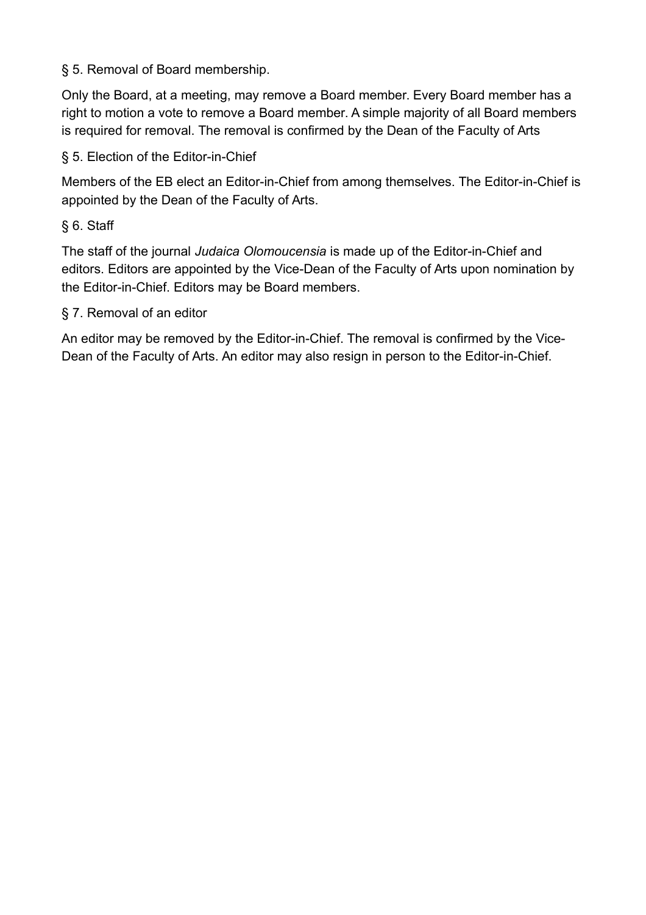§ 5. Removal of Board membership.

Only the Board, at a meeting, may remove a Board member. Every Board member has a right to motion a vote to remove a Board member. A simple majority of all Board members is required for removal. The removal is confirmed by the Dean of the Faculty of Arts

§ 5. Election of the Editor-in-Chief

Members of the EB elect an Editor-in-Chief from among themselves. The Editor-in-Chief is appointed by the Dean of the Faculty of Arts.

§ 6. Staff

The staff of the journal *Judaica Olomoucensia* is made up of the Editor-in-Chief and editors. Editors are appointed by the Vice-Dean of the Faculty of Arts upon nomination by the Editor-in-Chief. Editors may be Board members.

§ 7. Removal of an editor

An editor may be removed by the Editor-in-Chief. The removal is confirmed by the Vice-Dean of the Faculty of Arts. An editor may also resign in person to the Editor-in-Chief.